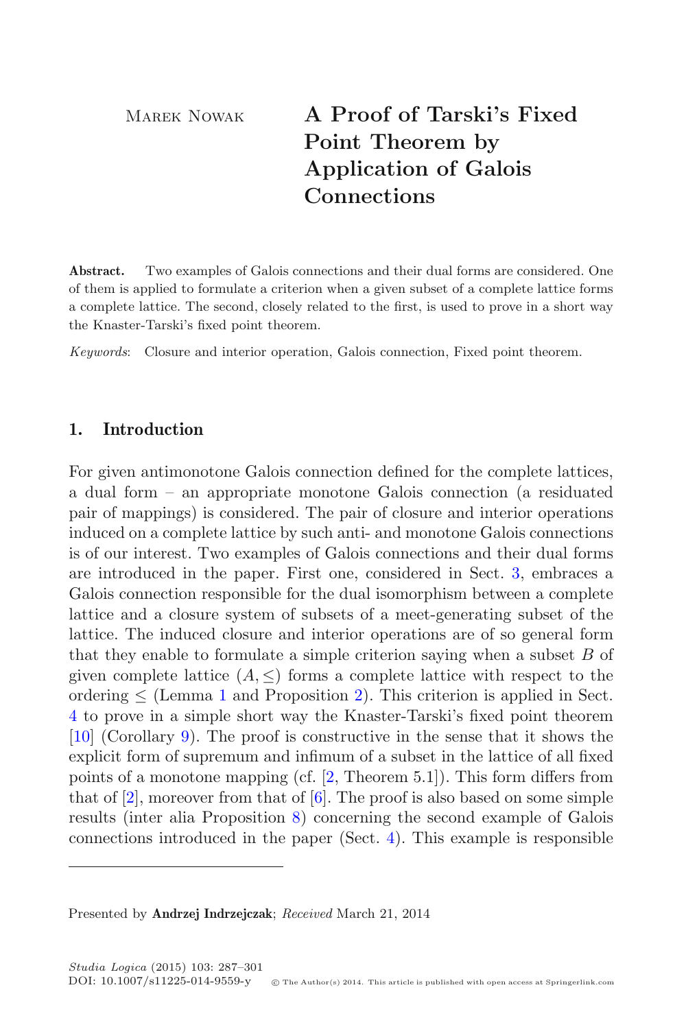Marek Nowak

# A Proof of Tarski's Fixed Point Theorem by Application of Galois Connections

**Abstract.** Two examples of Galois connections and their dual forms are considered. One of them is applied to formulate a criterion when a given subset of a complete lattice forms a complete lattice. The second, closely related to the first, is used to prove in a short way the Knaster-Tarski's fixed point theorem.

*Keywords*: Closure and interior operation, Galois connection, Fixed point theorem.

## 1. Introduction

For given antimonotone Galois connection defined for the complete lattices, a dual form – an appropriate monotone Galois connection (a residuated pair of mappings) is considered. The pair of closure and interior operations induced on a complete lattice by such anti- and monotone Galois connections is of our interest. Two examples of Galois connections and their dual forms are introduced in the paper. First one, considered in Sect. 3, embraces a Galois connection responsible for the dual isomorphism between a complete lattice and a closure system of subsets of a meet-generating subset of the lattice. The induced closure and interior operations are of so general form that they enable to formulate a simple criterion saying when a subset $B$ of given complete lattice $(A, \leq)$ forms a complete lattice with respect to the ordering $\leq$ (Lemma 1 and Proposition 2). This criterion is applied in Sect. 4 to prove in a simple short way the Knaster-Tarski's fixed point theorem [10] (Corollary 9). The proof is constructive in the sense that it shows the explicit form of supremum and infimum of a subset in the lattice of all fixed points of a monotone mapping (cf. [2, Theorem 5.1]). This form differs from that of [2], moreover from that of [6]. The proof is also based on some simple results (inter alia Proposition 8) concerning the second example of Galois connections introduced in the paper (Sect. 4). This example is responsible

Presented by **Andrzej Indrzejczak**; *Received* March 21, 2014

*Studia Logica* (2015) 103: 287–301
DOI: 10.1007/s11225-014-9559-y © The Author(s) 2014. This article is published with open access at Springerlink.com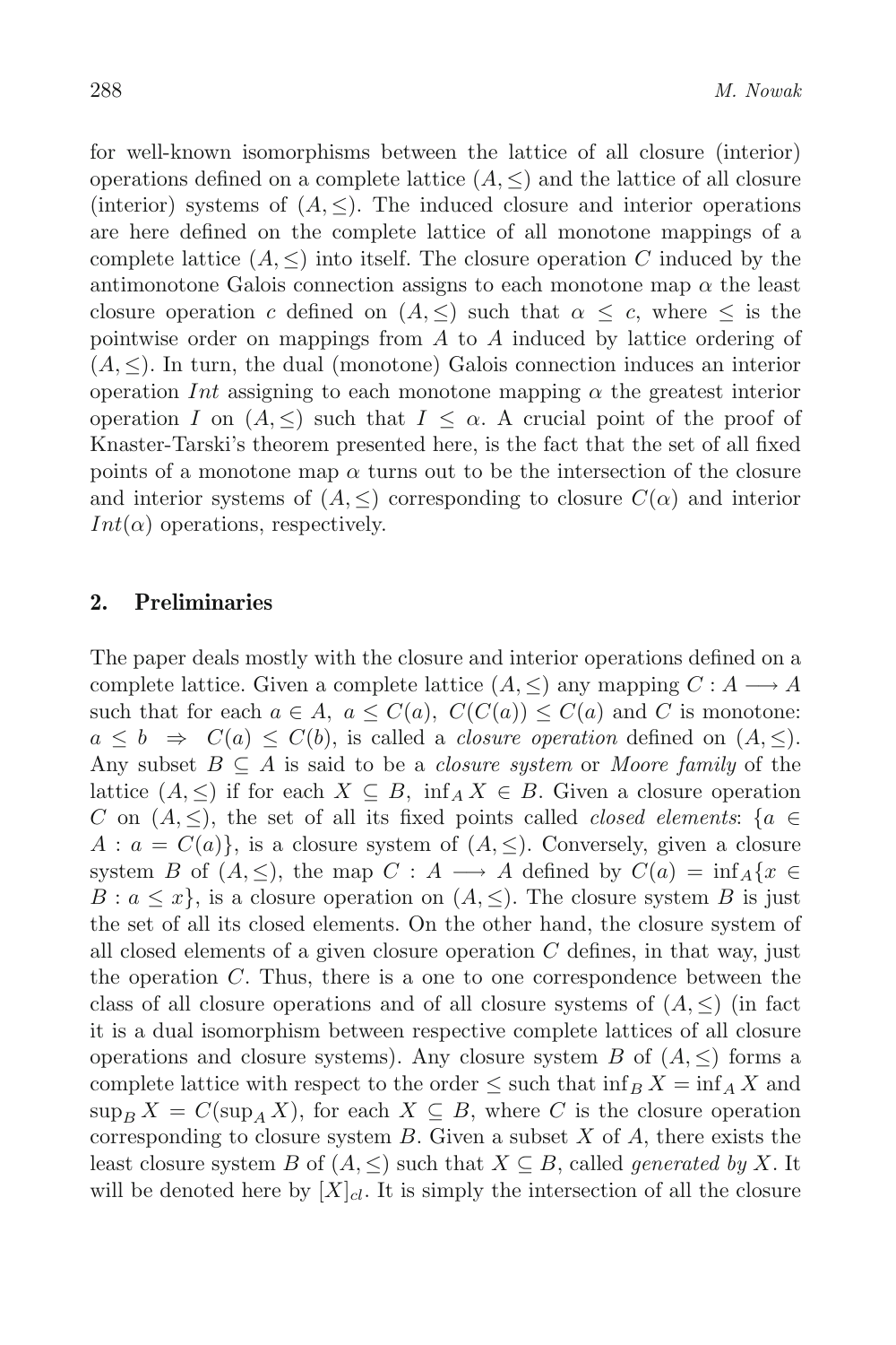for well-known isomorphisms between the lattice of all closure (interior) operations defined on a complete lattice $(A, \leq)$ and the lattice of all closure (interior) systems of $(A, \leq)$. The induced closure and interior operations are here defined on the complete lattice of all monotone mappings of a complete lattice $(A, \leq)$ into itself. The closure operation $C$ induced by the antimonotone Galois connection assigns to each monotone map $\alpha$ the least closure operation $c$ defined on $(A, \leq)$ such that $\alpha \leq c$, where $\leq$ is the pointwise order on mappings from $A$ to $A$ induced by lattice ordering of $(A, \leq)$. In turn, the dual (monotone) Galois connection induces an interior operation $Int$ assigning to each monotone mapping $\alpha$ the greatest interior operation $I$ on $(A, \leq)$ such that $I \leq \alpha$. A crucial point of the proof of Knaster-Tarski's theorem presented here, is the fact that the set of all fixed points of a monotone map $\alpha$ turns out to be the intersection of the closure and interior systems of $(A, \leq)$ corresponding to closure $C(\alpha)$ and interior $Int(\alpha)$ operations, respectively.

## 2. Preliminaries

The paper deals mostly with the closure and interior operations defined on a complete lattice. Given a complete lattice $(A, \leq)$ any mapping $C : A \longrightarrow A$ such that for each $a \in A$, $a \leq C(a)$, $C(C(a)) \leq C(a)$ and $C$ is monotone: $a \leq b \;\Rightarrow\; C(a) \leq C(b)$, is called a *closure operation* defined on $(A, \leq)$. Any subset $B \subseteq A$ is said to be a *closure system* or *Moore family* of the lattice $(A, \leq)$ if for each $X \subseteq B$, $\inf_A X \in B$. Given a closure operation $C$ on $(A, \leq)$, the set of all its fixed points called *closed elements*: $\{a \in A : a = C(a)\}$, is a closure system of $(A, \leq)$. Conversely, given a closure system $B$ of $(A, \leq)$, the map $C : A \longrightarrow A$ defined by $C(a) = \inf_A\{x \in B : a \leq x\}$, is a closure operation on $(A, \leq)$. The closure system $B$ is just the set of all its closed elements. On the other hand, the closure system of all closed elements of a given closure operation $C$ defines, in that way, just the operation $C$. Thus, there is a one to one correspondence between the class of all closure operations and of all closure systems of $(A, \leq)$ (in fact it is a dual isomorphism between respective complete lattices of all closure operations and closure systems). Any closure system $B$ of $(A, \leq)$ forms a complete lattice with respect to the order $\leq$ such that $\inf_B X = \inf_A X$ and $\sup_B X = C(\sup_A X)$, for each $X \subseteq B$, where $C$ is the closure operation corresponding to closure system $B$. Given a subset $X$ of $A$, there exists the least closure system $B$ of $(A, \leq)$ such that $X \subseteq B$, called *generated by* $X$. It will be denoted here by $[X]_{cl}$. It is simply the intersection of all the closure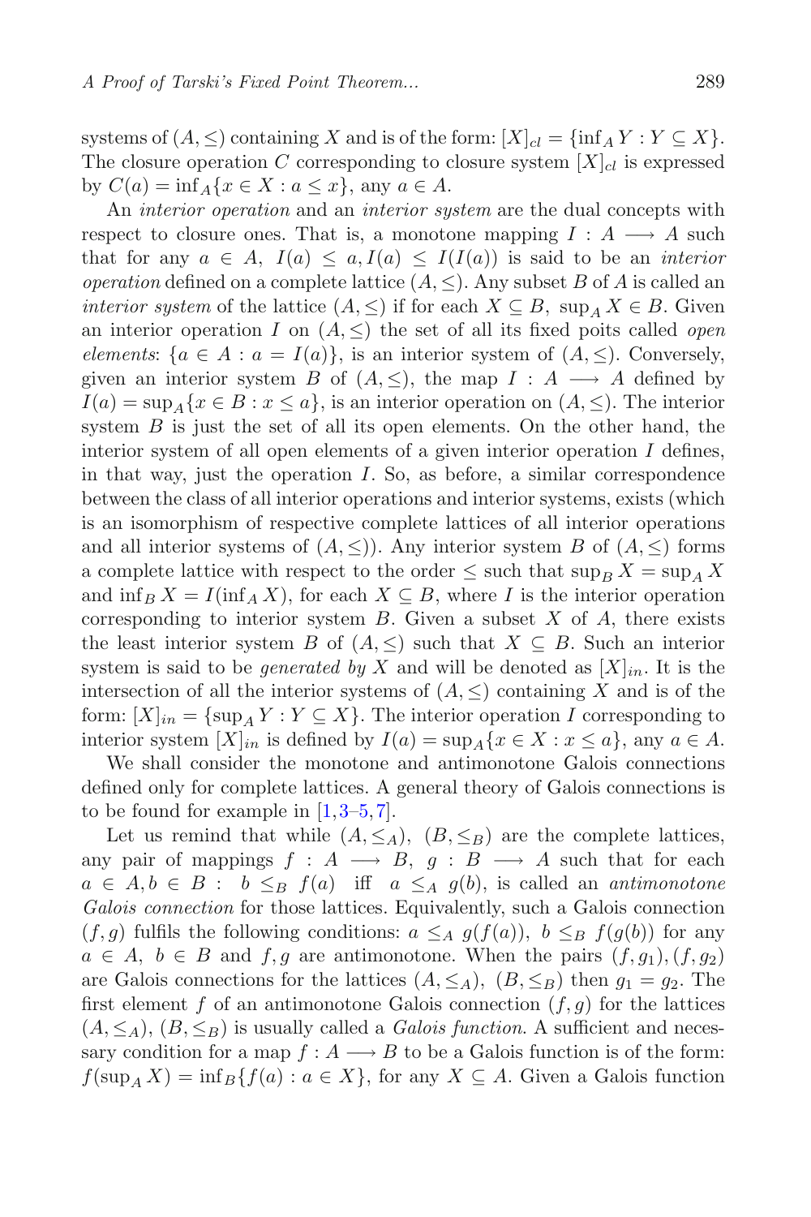systems of $(A, \leq)$ containing $X$ and is of the form: $[X]_{cl} = \{\inf_A Y : Y \subseteq X\}$. The closure operation $C$ corresponding to closure system $[X]_{cl}$ is expressed by $C(a) = \inf_A\{x \in X : a \leq x\}$, any $a \in A$.

An *interior operation* and an *interior system* are the dual concepts with respect to closure ones. That is, a monotone mapping $I : A \longrightarrow A$ such that for any $a \in A$, $I(a) \leq a, I(a) \leq I(I(a))$ is said to be an *interior operation* defined on a complete lattice $(A, \leq)$. Any subset $B$ of $A$ is called an *interior system* of the lattice $(A, \leq)$ if for each $X \subseteq B$, $\sup_A X \in B$. Given an interior operation $I$ on $(A, \leq)$ the set of all its fixed poits called *open elements*: $\{a \in A : a = I(a)\}$, is an interior system of $(A, \leq)$. Conversely, given an interior system $B$ of $(A, \leq)$, the map $I : A \longrightarrow A$ defined by $I(a) = \sup_A\{x \in B : x \leq a\}$, is an interior operation on $(A, \leq)$. The interior system $B$ is just the set of all its open elements. On the other hand, the interior system of all open elements of a given interior operation $I$ defines, in that way, just the operation $I$. So, as before, a similar correspondence between the class of all interior operations and interior systems, exists (which is an isomorphism of respective complete lattices of all interior operations and all interior systems of $(A, \leq)$). Any interior system $B$ of $(A, \leq)$ forms a complete lattice with respect to the order $\leq$ such that $\sup_B X = \sup_A X$ and $\inf_B X = I(\inf_A X)$, for each $X \subseteq B$, where $I$ is the interior operation corresponding to interior system $B$. Given a subset $X$ of $A$, there exists the least interior system $B$ of $(A, \leq)$ such that $X \subseteq B$. Such an interior system is said to be *generated by* $X$ and will be denoted as $[X]_{in}$. It is the intersection of all the interior systems of $(A, \leq)$ containing $X$ and is of the form: $[X]_{in} = \{\sup_A Y : Y \subseteq X\}$. The interior operation $I$ corresponding to interior system $[X]_{in}$ is defined by $I(a) = \sup_A\{x \in X : x \leq a\}$, any $a \in A$.

We shall consider the monotone and antimonotone Galois connections defined only for complete lattices. A general theory of Galois connections is to be found for example in [1,3–5,7].

Let us remind that while $(A, \leq_A)$, $(B, \leq_B)$ are the complete lattices, any pair of mappings $f : A \longrightarrow B$, $g : B \longrightarrow A$ such that for each $a \in A, b \in B$ : $b \leq_B f(a)$ iff $a \leq_A g(b)$, is called an *antimonotone Galois connection* for those lattices. Equivalently, such a Galois connection $(f, g)$ fulfils the following conditions: $a \leq_A g(f(a))$, $b \leq_B f(g(b))$ for any $a \in A$, $b \in B$ and $f, g$ are antimonotone. When the pairs $(f, g_1), (f, g_2)$ are Galois connections for the lattices $(A, \leq_A)$, $(B, \leq_B)$ then $g_1 = g_2$. The first element $f$ of an antimonotone Galois connection $(f, g)$ for the lattices $(A, \leq_A)$, $(B, \leq_B)$ is usually called a *Galois function*. A sufficient and necessary condition for a map $f : A \longrightarrow B$ to be a Galois function is of the form: $f(\sup_A X) = \inf_B\{f(a) : a \in X\}$, for any $X \subseteq A$. Given a Galois function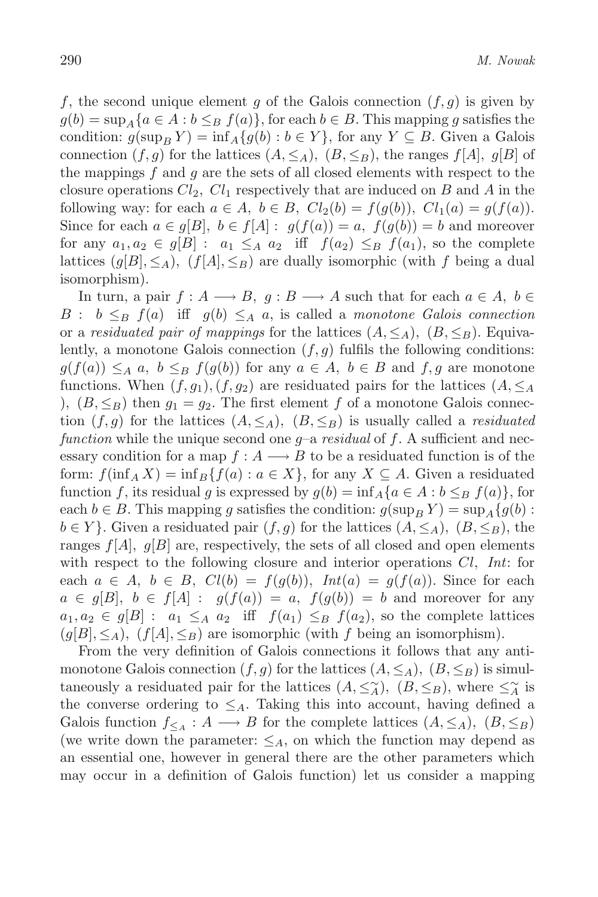$f$, the second unique element $g$ of the Galois connection $(f, g)$ is given by $g(b) = \sup_A\{a \in A : b \leq_B f(a)\}$, for each $b \in B$. This mapping $g$ satisfies the condition: $g(\sup_B Y) = \inf_A\{g(b) : b \in Y\}$, for any $Y \subseteq B$. Given a Galois connection $(f, g)$ for the lattices $(A, \leq_A)$, $(B, \leq_B)$, the ranges $f[A]$, $g[B]$ of the mappings $f$ and $g$ are the sets of all closed elements with respect to the closure operations $Cl_2$, $Cl_1$ respectively that are induced on $B$ and $A$ in the following way: for each $a \in A$, $b \in B$, $Cl_2(b) = f(g(b))$, $Cl_1(a) = g(f(a))$. Since for each $a \in g[B]$, $b \in f[A]$ : $g(f(a)) = a$, $f(g(b)) = b$ and moreover for any $a_1, a_2 \in g[B]$ : $a_1 \leq_A a_2$ iff $f(a_2) \leq_B f(a_1)$, so the complete lattices $(g[B], \leq_A)$, $(f[A], \leq_B)$ are dually isomorphic (with $f$ being a dual isomorphism).

In turn, a pair $f : A \longrightarrow B$, $g : B \longrightarrow A$ such that for each $a \in A$, $b \in B$ : $b \leq_B f(a)$ iff $g(b) \leq_A a$, is called a *monotone Galois connection* or a *residuated pair of mappings* for the lattices $(A, \leq_A)$, $(B, \leq_B)$. Equivalently, a monotone Galois connection $(f, g)$ fulfils the following conditions: $g(f(a)) \leq_A a$, $b \leq_B f(g(b))$ for any $a \in A$, $b \in B$ and $f, g$ are monotone functions. When $(f, g_1), (f, g_2)$ are residuated pairs for the lattices $(A, \leq_A)$, $(B, \leq_B)$ then $g_1 = g_2$. The first element $f$ of a monotone Galois connection $(f, g)$ for the lattices $(A, \leq_A)$, $(B, \leq_B)$ is usually called a *residuated function* while the unique second one $g$–a *residual* of $f$. A sufficient and necessary condition for a map $f : A \longrightarrow B$ to be a residuated function is of the form: $f(\inf_A X) = \inf_B\{f(a) : a \in X\}$, for any $X \subseteq A$. Given a residuated function $f$, its residual $g$ is expressed by $g(b) = \inf_A\{a \in A : b \leq_B f(a)\}$, for each $b \in B$. This mapping $g$ satisfies the condition: $g(\sup_B Y) = \sup_A\{g(b) : b \in Y\}$. Given a residuated pair $(f, g)$ for the lattices $(A, \leq_A)$, $(B, \leq_B)$, the ranges $f[A]$, $g[B]$ are, respectively, the sets of all closed and open elements with respect to the following closure and interior operations $Cl$, $Int$: for each $a \in A$, $b \in B$, $Cl(b) = f(g(b))$, $Int(a) = g(f(a))$. Since for each $a \in g[B]$, $b \in f[A]$ : $g(f(a)) = a$, $f(g(b)) = b$ and moreover for any $a_1, a_2 \in g[B]$ : $a_1 \leq_A a_2$ iff $f(a_1) \leq_B f(a_2)$, so the complete lattices $(g[B], \leq_A)$, $(f[A], \leq_B)$ are isomorphic (with $f$ being an isomorphism).

From the very definition of Galois connections it follows that any antimonotone Galois connection $(f, g)$ for the lattices $(A, \leq_A)$, $(B, \leq_B)$ is simultaneously a residuated pair for the lattices $(A, \leq_A^{\smile})$, $(B, \leq_B)$, where $\leq_A^{\smile}$ is the converse ordering to $\leq_A$. Taking this into account, having defined a Galois function $f_{\leq_A} : A \longrightarrow B$ for the complete lattices $(A, \leq_A)$, $(B, \leq_B)$ (we write down the parameter: $\leq_A$, on which the function may depend as an essential one, however in general there are the other parameters which may occur in a definition of Galois function) let us consider a mapping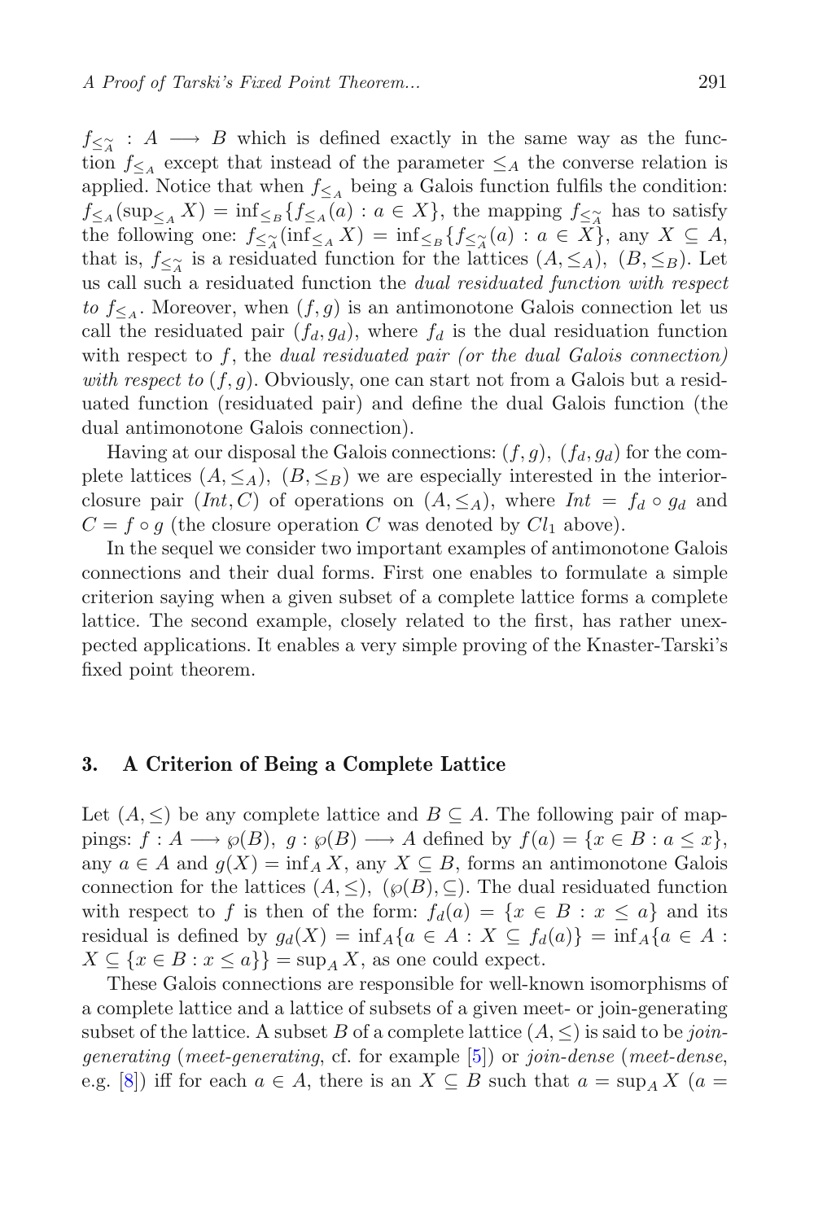$f_{\leq_A^{\smile}} : A \longrightarrow B$ which is defined exactly in the same way as the function $f_{\leq_A}$ except that instead of the parameter $\leq_A$ the converse relation is applied. Notice that when $f_{\leq_A}$ being a Galois function fulfils the condition: $f_{\leq_A}(\sup_{\leq_A} X) = \inf_{\leq_B}\{f_{\leq_A}(a) : a \in X\}$, the mapping $f_{\leq_A^{\smile}}$ has to satisfy the following one: $f_{\leq_A^{\smile}}(\inf_{\leq_A} X) = \inf_{\leq_B}\{f_{\leq_A^{\smile}}(a) : a \in X\}$, any $X \subseteq A$, that is, $f_{\leq_A^{\smile}}$ is a residuated function for the lattices $(A, \leq_A)$, $(B, \leq_B)$. Let us call such a residuated function the *dual residuated function with respect to* $f_{\leq_A}$. Moreover, when $(f, g)$ is an antimonotone Galois connection let us call the residuated pair $(f_d, g_d)$, where $f_d$ is the dual residuation function with respect to $f$, the *dual residuated pair (or the dual Galois connection) with respect to* $(f, g)$. Obviously, one can start not from a Galois but a residuated function (residuated pair) and define the dual Galois function (the dual antimonotone Galois connection).

Having at our disposal the Galois connections: $(f, g)$, $(f_d, g_d)$ for the complete lattices $(A, \leq_A)$, $(B, \leq_B)$ we are especially interested in the interior-closure pair $(Int, C)$ of operations on $(A, \leq_A)$, where $Int = f_d \circ g_d$ and $C = f \circ g$ (the closure operation $C$ was denoted by $Cl_1$ above).

In the sequel we consider two important examples of antimonotone Galois connections and their dual forms. First one enables to formulate a simple criterion saying when a given subset of a complete lattice forms a complete lattice. The second example, closely related to the first, has rather unexpected applications. It enables a very simple proving of the Knaster-Tarski's fixed point theorem.

## 3. A Criterion of Being a Complete Lattice

Let $(A, \leq)$ be any complete lattice and $B \subseteq A$. The following pair of mappings: $f : A \longrightarrow \wp(B)$, $g : \wp(B) \longrightarrow A$ defined by $f(a) = \{x \in B : a \leq x\}$, any $a \in A$ and $g(X) = \inf_A X$, any $X \subseteq B$, forms an antimonotone Galois connection for the lattices $(A, \leq)$, $(\wp(B), \subseteq)$. The dual residuated function with respect to $f$ is then of the form: $f_d(a) = \{x \in B : x \leq a\}$ and its residual is defined by $g_d(X) = \inf_A\{a \in A : X \subseteq f_d(a)\} = \inf_A\{a \in A : X \subseteq \{x \in B : x \leq a\}\} = \sup_A X$, as one could expect.

These Galois connections are responsible for well-known isomorphisms of a complete lattice and a lattice of subsets of a given meet- or join-generating subset of the lattice. A subset $B$ of a complete lattice $(A, \leq)$ is said to be *join-generating* (*meet-generating*, cf. for example [5]) or *join-dense* (*meet-dense*, e.g. [8]) iff for each $a \in A$, there is an $X \subseteq B$ such that $a = \sup_A X$ ($a =$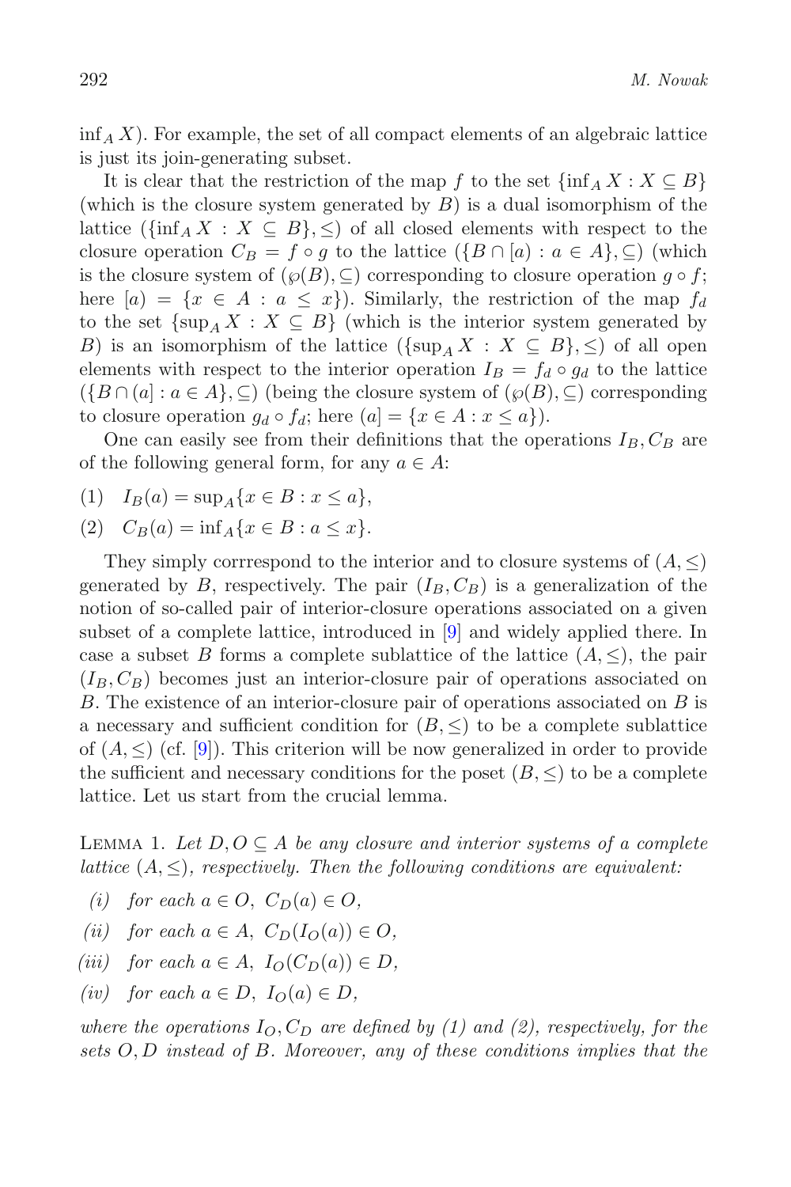$\inf_A X$). For example, the set of all compact elements of an algebraic lattice is just its join-generating subset.

It is clear that the restriction of the map $f$ to the set $\{\inf_A X : X \subseteq B\}$ (which is the closure system generated by $B$) is a dual isomorphism of the lattice $(\{\inf_A X : X \subseteq B\}, \leq)$ of all closed elements with respect to the closure operation $C_B = f \circ g$ to the lattice $(\{B \cap [a) : a \in A\}, \subseteq)$ (which is the closure system of $(\wp(B), \subseteq)$ corresponding to closure operation $g \circ f$; here $[a) = \{x \in A : a \leq x\}$). Similarly, the restriction of the map $f_d$ to the set $\{\sup_A X : X \subseteq B\}$ (which is the interior system generated by $B$) is an isomorphism of the lattice $(\{\sup_A X : X \subseteq B\}, \leq)$ of all open elements with respect to the interior operation $I_B = f_d \circ g_d$ to the lattice $(\{B \cap (a] : a \in A\}, \subseteq)$ (being the closure system of $(\wp(B), \subseteq)$ corresponding to closure operation $g_d \circ f_d$; here $(a] = \{x \in A : x \leq a\}$).

One can easily see from their definitions that the operations $I_B, C_B$ are of the following general form, for any $a \in A$:

(1) $I_B(a) = \sup_A\{x \in B : x \leq a\}$,

(2) $C_B(a) = \inf_A\{x \in B : a \leq x\}$.

They simply corrrespond to the interior and to closure systems of $(A, \leq)$ generated by $B$, respectively. The pair $(I_B, C_B)$ is a generalization of the notion of so-called pair of interior-closure operations associated on a given subset of a complete lattice, introduced in [9] and widely applied there. In case a subset $B$ forms a complete sublattice of the lattice $(A, \leq)$, the pair $(I_B, C_B)$ becomes just an interior-closure pair of operations associated on $B$. The existence of an interior-closure pair of operations associated on $B$ is a necessary and sufficient condition for $(B, \leq)$ to be a complete sublattice of $(A, \leq)$ (cf. [9]). This criterion will be now generalized in order to provide the sufficient and necessary conditions for the poset $(B, \leq)$ to be a complete lattice. Let us start from the crucial lemma.

Lemma 1. *Let $D, O \subseteq A$ be any closure and interior systems of a complete lattice $(A, \leq)$, respectively. Then the following conditions are equivalent:*

*(i) for each $a \in O$, $C_D(a) \in O$,*

*(ii) for each $a \in A$, $C_D(I_O(a)) \in O$,*

*(iii) for each $a \in A$, $I_O(C_D(a)) \in D$,*

*(iv) for each $a \in D$, $I_O(a) \in D$,*

*where the operations $I_O, C_D$ are defined by (1) and (2), respectively, for the sets $O, D$ instead of $B$. Moreover, any of these conditions implies that the*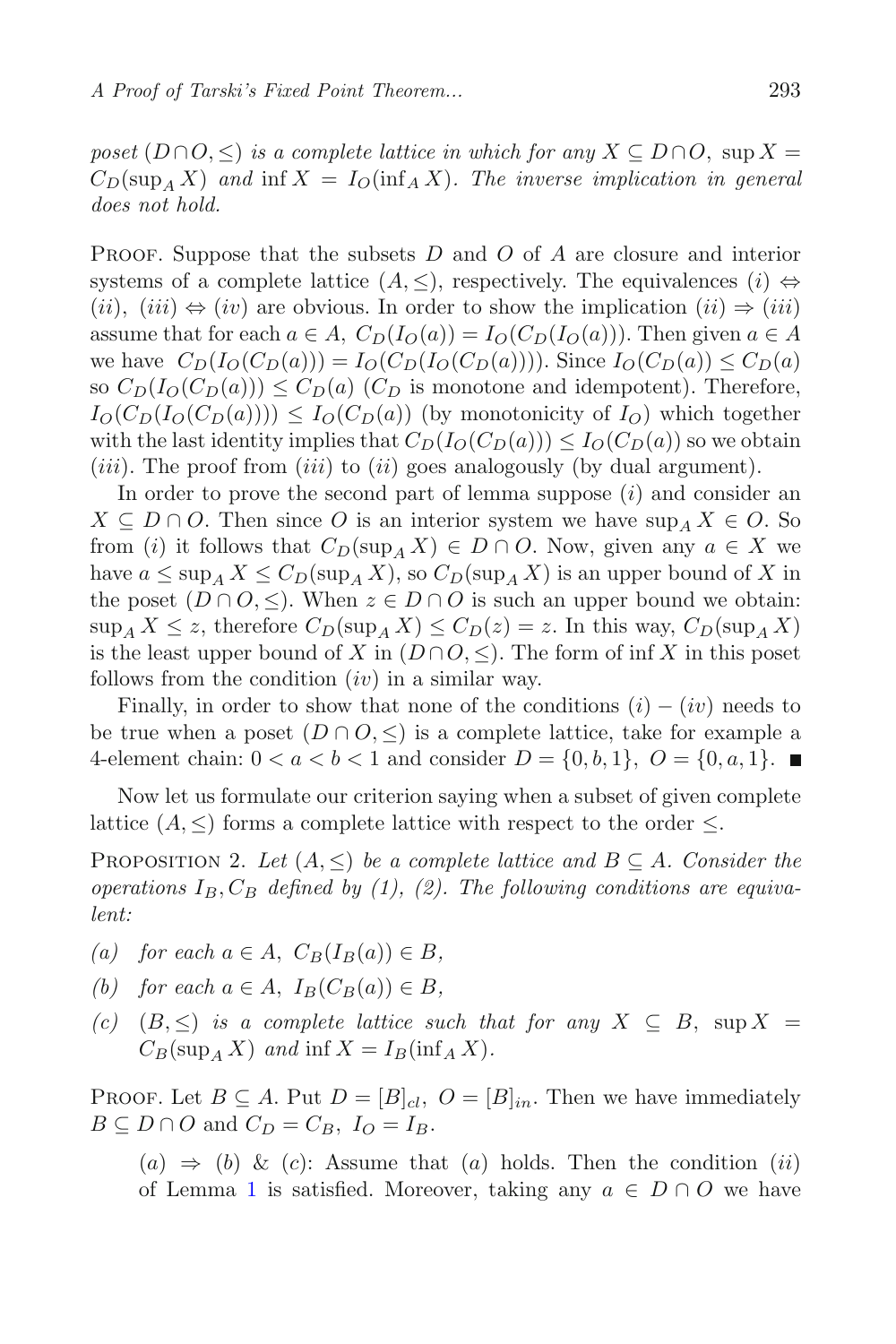*poset* $(D \cap O, \leq)$ *is a complete lattice in which for any* $X \subseteq D \cap O$, $\sup X = C_D(\sup_A X)$ *and* $\inf X = I_O(\inf_A X)$. *The inverse implication in general does not hold.*

Proof. Suppose that the subsets $D$ and $O$ of $A$ are closure and interior systems of a complete lattice $(A, \leq)$, respectively. The equivalences $(i) \Leftrightarrow (ii)$, $(iii) \Leftrightarrow (iv)$ are obvious. In order to show the implication $(ii) \Rightarrow (iii)$ assume that for each $a \in A$, $C_D(I_O(a)) = I_O(C_D(I_O(a)))$. Then given $a \in A$ we have $C_D(I_O(C_D(a))) = I_O(C_D(I_O(C_D(a))))$. Since $I_O(C_D(a)) \leq C_D(a)$ so $C_D(I_O(C_D(a))) \leq C_D(a)$ ($C_D$ is monotone and idempotent). Therefore, $I_O(C_D(I_O(C_D(a)))) \leq I_O(C_D(a))$ (by monotonicity of $I_O$) which together with the last identity implies that $C_D(I_O(C_D(a))) \leq I_O(C_D(a))$ so we obtain $(iii)$. The proof from $(iii)$ to $(ii)$ goes analogously (by dual argument).

In order to prove the second part of lemma suppose $(i)$ and consider an $X \subseteq D \cap O$. Then since $O$ is an interior system we have $\sup_A X \in O$. So from $(i)$ it follows that $C_D(\sup_A X) \in D \cap O$. Now, given any $a \in X$ we have $a \leq \sup_A X \leq C_D(\sup_A X)$, so $C_D(\sup_A X)$ is an upper bound of $X$ in the poset $(D \cap O, \leq)$. When $z \in D \cap O$ is such an upper bound we obtain: $\sup_A X \leq z$, therefore $C_D(\sup_A X) \leq C_D(z) = z$. In this way, $C_D(\sup_A X)$ is the least upper bound of $X$ in $(D \cap O, \leq)$. The form of $\inf X$ in this poset follows from the condition $(iv)$ in a similar way.

Finally, in order to show that none of the conditions $(i) - (iv)$ needs to be true when a poset $(D \cap O, \leq)$ is a complete lattice, take for example a 4-element chain: $0 < a < b < 1$ and consider $D = \{0, b, 1\}$, $O = \{0, a, 1\}$. ∎

Now let us formulate our criterion saying when a subset of given complete lattice $(A, \leq)$ forms a complete lattice with respect to the order $\leq$.

Proposition 2. *Let* $(A, \leq)$ *be a complete lattice and* $B \subseteq A$. *Consider the operations* $I_B, C_B$ *defined by (1), (2). The following conditions are equivalent:*

*(a)* *for each* $a \in A$, $C_B(I_B(a)) \in B$,

*(b)* *for each* $a \in A$, $I_B(C_B(a)) \in B$,

*(c)* $(B, \leq)$ *is a complete lattice such that for any* $X \subseteq B$, $\sup X = C_B(\sup_A X)$ *and* $\inf X = I_B(\inf_A X)$.

Proof. Let $B \subseteq A$. Put $D = [B]_{cl}$, $O = [B]_{in}$. Then we have immediately $B \subseteq D \cap O$ and $C_D = C_B$, $I_O = I_B$.

$(a) \Rightarrow (b)$ & $(c)$: Assume that $(a)$ holds. Then the condition $(ii)$ of Lemma 1 is satisfied. Moreover, taking any $a \in D \cap O$ we have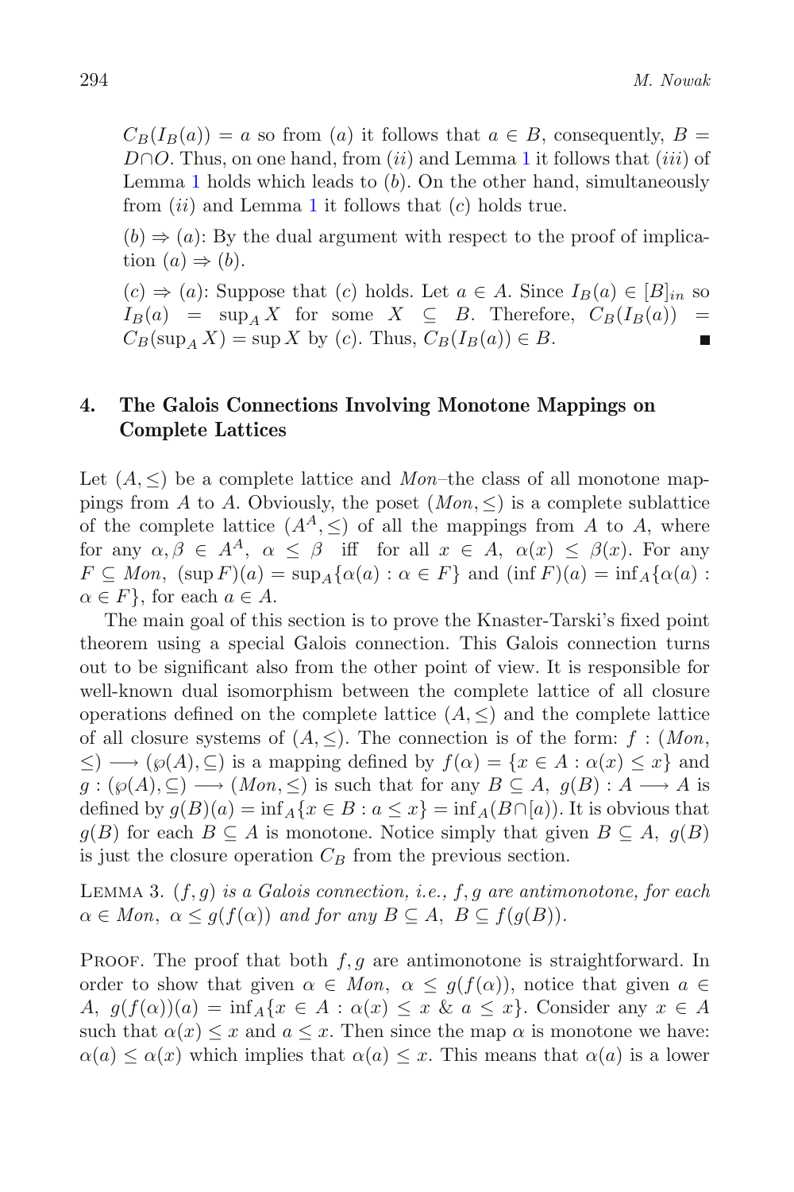$C_B(I_B(a)) = a$ so from $(a)$ it follows that $a \in B$, consequently, $B = D \cap O$. Thus, on one hand, from $(ii)$ and Lemma 1 it follows that $(iii)$ of Lemma 1 holds which leads to $(b)$. On the other hand, simultaneously from $(ii)$ and Lemma 1 it follows that $(c)$ holds true.

$(b) \Rightarrow (a)$: By the dual argument with respect to the proof of implication $(a) \Rightarrow (b)$.

$(c) \Rightarrow (a)$: Suppose that $(c)$ holds. Let $a \in A$. Since $I_B(a) \in [B]_{in}$ so $I_B(a) = \sup_A X$ for some $X \subseteq B$. Therefore, $C_B(I_B(a)) = C_B(\sup_A X) = \sup X$ by $(c)$. Thus, $C_B(I_B(a)) \in B$. ■

## 4. The Galois Connections Involving Monotone Mappings on Complete Lattices

Let $(A, \leq)$ be a complete lattice and *Mon*–the class of all monotone mappings from $A$ to $A$. Obviously, the poset $(Mon, \leq)$ is a complete sublattice of the complete lattice $(A^A, \leq)$ of all the mappings from $A$ to $A$, where for any $\alpha, \beta \in A^A$, $\alpha \leq \beta$ iff for all $x \in A$, $\alpha(x) \leq \beta(x)$. For any $F \subseteq Mon$, $(\sup F)(a) = \sup_A\{\alpha(a) : \alpha \in F\}$ and $(\inf F)(a) = \inf_A\{\alpha(a) : \alpha \in F\}$, for each $a \in A$.

The main goal of this section is to prove the Knaster-Tarski's fixed point theorem using a special Galois connection. This Galois connection turns out to be significant also from the other point of view. It is responsible for well-known dual isomorphism between the complete lattice of all closure operations defined on the complete lattice $(A, \leq)$ and the complete lattice of all closure systems of $(A, \leq)$. The connection is of the form: $f : (Mon, \leq) \longrightarrow (\wp(A), \subseteq)$ is a mapping defined by $f(\alpha) = \{x \in A : \alpha(x) \leq x\}$ and $g : (\wp(A), \subseteq) \longrightarrow (Mon, \leq)$ is such that for any $B \subseteq A$, $g(B) : A \longrightarrow A$ is defined by $g(B)(a) = \inf_A\{x \in B : a \leq x\} = \inf_A(B \cap [a))$. It is obvious that $g(B)$ for each $B \subseteq A$ is monotone. Notice simply that given $B \subseteq A$, $g(B)$ is just the closure operation $C_B$ from the previous section.

Lemma 3. *$(f, g)$ is a Galois connection, i.e., $f, g$ are antimonotone, for each $\alpha \in Mon$, $\alpha \leq g(f(\alpha))$ and for any $B \subseteq A$, $B \subseteq f(g(B))$.*

Proof. The proof that both $f, g$ are antimonotone is straightforward. In order to show that given $\alpha \in Mon$, $\alpha \leq g(f(\alpha))$, notice that given $a \in A$, $g(f(\alpha))(a) = \inf_A\{x \in A : \alpha(x) \leq x \;\&\; a \leq x\}$. Consider any $x \in A$ such that $\alpha(x) \leq x$ and $a \leq x$. Then since the map $\alpha$ is monotone we have: $\alpha(a) \leq \alpha(x)$ which implies that $\alpha(a) \leq x$. This means that $\alpha(a)$ is a lower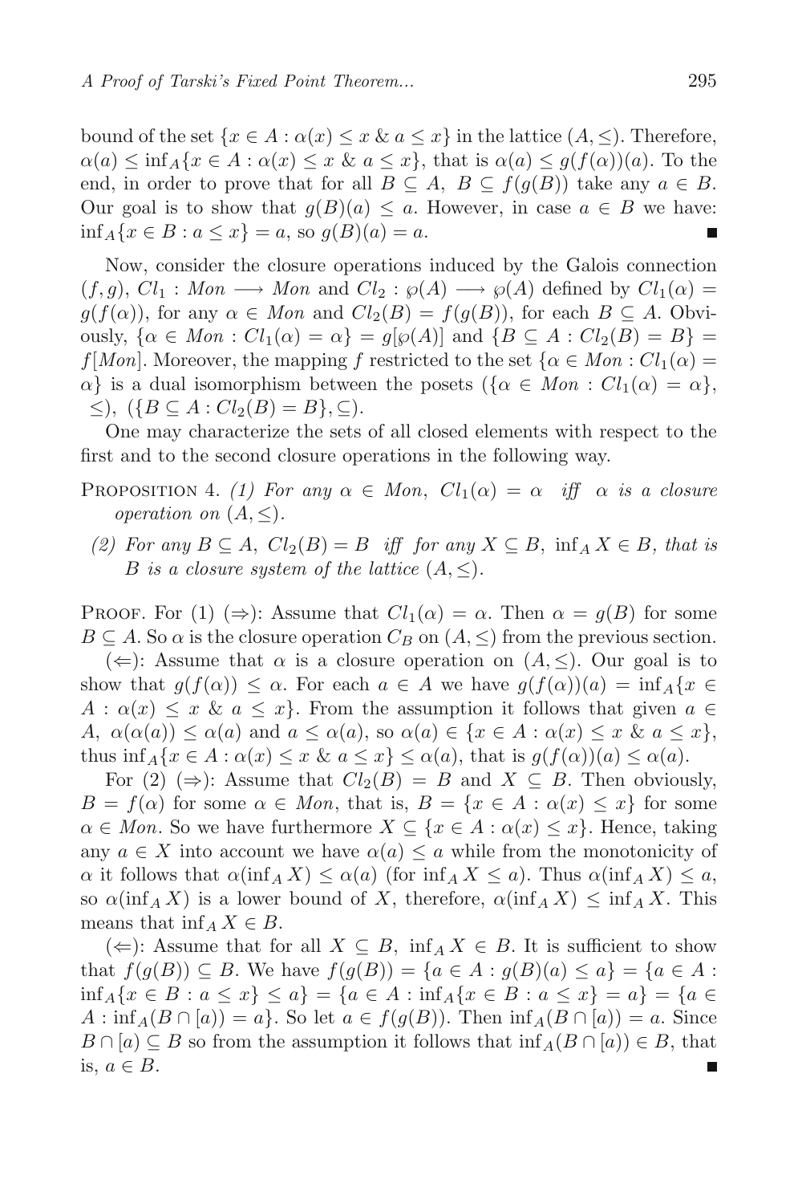bound of the set $\{x \in A : \alpha(x) \leq x \;\&\; a \leq x\}$ in the lattice $(A, \leq)$. Therefore, $\alpha(a) \leq \inf_A\{x \in A : \alpha(x) \leq x \;\&\; a \leq x\}$, that is $\alpha(a) \leq g(f(\alpha))(a)$. To the end, in order to prove that for all $B \subseteq A$, $B \subseteq f(g(B))$ take any $a \in B$. Our goal is to show that $g(B)(a) \leq a$. However, in case $a \in B$ we have: $\inf_A\{x \in B : a \leq x\} = a$, so $g(B)(a) = a$. ∎

Now, consider the closure operations induced by the Galois connection $(f, g)$, $Cl_1 : Mon \longrightarrow Mon$ and $Cl_2 : \wp(A) \longrightarrow \wp(A)$ defined by $Cl_1(\alpha) = g(f(\alpha))$, for any $\alpha \in Mon$ and $Cl_2(B) = f(g(B))$, for each $B \subseteq A$. Obviously, $\{\alpha \in Mon : Cl_1(\alpha) = \alpha\} = g[\wp(A)]$ and $\{B \subseteq A : Cl_2(B) = B\} = f[Mon]$. Moreover, the mapping $f$ restricted to the set $\{\alpha \in Mon : Cl_1(\alpha) = \alpha\}$ is a dual isomorphism between the posets $(\{\alpha \in Mon : Cl_1(\alpha) = \alpha\}, \leq)$, $(\{B \subseteq A : Cl_2(B) = B\}, \subseteq)$.

One may characterize the sets of all closed elements with respect to the first and to the second closure operations in the following way.

Proposition 4. *(1) For any $\alpha \in Mon$, $Cl_1(\alpha) = \alpha$ iff $\alpha$ is a closure operation on $(A, \leq)$.*

*(2) For any $B \subseteq A$, $Cl_2(B) = B$ iff for any $X \subseteq B$, $\inf_A X \in B$, that is $B$ is a closure system of the lattice $(A, \leq)$.*

Proof. For (1) ($\Rightarrow$): Assume that $Cl_1(\alpha) = \alpha$. Then $\alpha = g(B)$ for some $B \subseteq A$. So $\alpha$ is the closure operation $C_B$ on $(A, \leq)$ from the previous section.

($\Leftarrow$): Assume that $\alpha$ is a closure operation on $(A, \leq)$. Our goal is to show that $g(f(\alpha)) \leq \alpha$. For each $a \in A$ we have $g(f(\alpha))(a) = \inf_A\{x \in A : \alpha(x) \leq x \;\&\; a \leq x\}$. From the assumption it follows that given $a \in A$, $\alpha(\alpha(a)) \leq \alpha(a)$ and $a \leq \alpha(a)$, so $\alpha(a) \in \{x \in A : \alpha(x) \leq x \;\&\; a \leq x\}$, thus $\inf_A\{x \in A : \alpha(x) \leq x \;\&\; a \leq x\} \leq \alpha(a)$, that is $g(f(\alpha))(a) \leq \alpha(a)$.

For (2) ($\Rightarrow$): Assume that $Cl_2(B) = B$ and $X \subseteq B$. Then obviously, $B = f(\alpha)$ for some $\alpha \in Mon$, that is, $B = \{x \in A : \alpha(x) \leq x\}$ for some $\alpha \in Mon$. So we have furthermore $X \subseteq \{x \in A : \alpha(x) \leq x\}$. Hence, taking any $a \in X$ into account we have $\alpha(a) \leq a$ while from the monotonicity of $\alpha$ it follows that $\alpha(\inf_A X) \leq \alpha(a)$ (for $\inf_A X \leq a$). Thus $\alpha(\inf_A X) \leq a$, so $\alpha(\inf_A X)$ is a lower bound of $X$, therefore, $\alpha(\inf_A X) \leq \inf_A X$. This means that $\inf_A X \in B$.

($\Leftarrow$): Assume that for all $X \subseteq B$, $\inf_A X \in B$. It is sufficient to show that $f(g(B)) \subseteq B$. We have $f(g(B)) = \{a \in A : g(B)(a) \leq a\} = \{a \in A : \inf_A\{x \in B : a \leq x\} \leq a\} = \{a \in A : \inf_A\{x \in B : a \leq x\} = a\} = \{a \in A : \inf_A(B \cap [a)) = a\}$. So let $a \in f(g(B))$. Then $\inf_A(B \cap [a)) = a$. Since $B \cap [a) \subseteq B$ so from the assumption it follows that $\inf_A(B \cap [a)) \in B$, that is, $a \in B$. ∎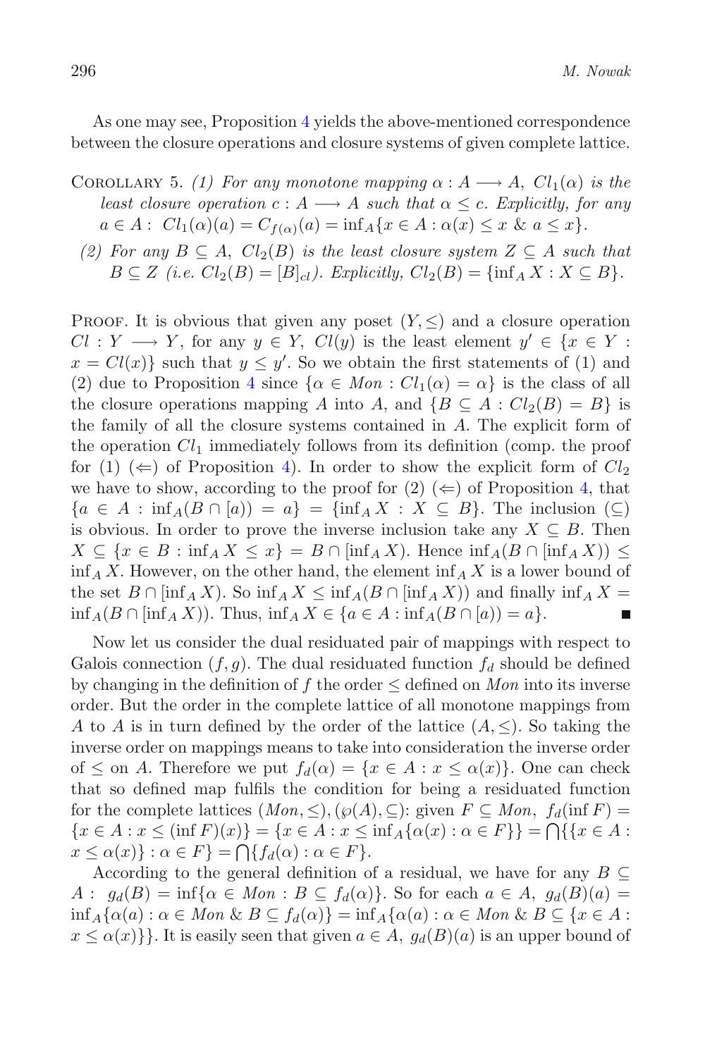As one may see, Proposition 4 yields the above-mentioned correspondence between the closure operations and closure systems of given complete lattice.

Corollary 5. *(1) For any monotone mapping $\alpha : A \longrightarrow A$, $Cl_1(\alpha)$ is the least closure operation $c : A \longrightarrow A$ such that $\alpha \leq c$. Explicitly, for any $a \in A$: $Cl_1(\alpha)(a) = C_{f(\alpha)}(a) = \inf_A\{x \in A : \alpha(x) \leq x \ \& \ a \leq x\}$.*

*(2) For any $B \subseteq A$, $Cl_2(B)$ is the least closure system $Z \subseteq A$ such that $B \subseteq Z$ (i.e. $Cl_2(B) = [B]_{cl}$). Explicitly, $Cl_2(B) = \{\inf_A X : X \subseteq B\}$.*

Proof. It is obvious that given any poset $(Y, \leq)$ and a closure operation $Cl : Y \longrightarrow Y$, for any $y \in Y$, $Cl(y)$ is the least element $y' \in \{x \in Y : x = Cl(x)\}$ such that $y \leq y'$. So we obtain the first statements of (1) and (2) due to Proposition 4 since $\{\alpha \in Mon : Cl_1(\alpha) = \alpha\}$ is the class of all the closure operations mapping $A$ into $A$, and $\{B \subseteq A : Cl_2(B) = B\}$ is the family of all the closure systems contained in $A$. The explicit form of the operation $Cl_1$ immediately follows from its definition (comp. the proof for (1) ($\Leftarrow$) of Proposition 4). In order to show the explicit form of $Cl_2$ we have to show, according to the proof for (2) ($\Leftarrow$) of Proposition 4, that $\{a \in A : \inf_A(B \cap [a)) = a\} = \{\inf_A X : X \subseteq B\}$. The inclusion ($\subseteq$) is obvious. In order to prove the inverse inclusion take any $X \subseteq B$. Then $X \subseteq \{x \in B : \inf_A X \leq x\} = B \cap [\inf_A X)$. Hence $\inf_A(B \cap [\inf_A X)) \leq \inf_A X$. However, on the other hand, the element $\inf_A X$ is a lower bound of the set $B \cap [\inf_A X)$. So $\inf_A X \leq \inf_A(B \cap [\inf_A X))$ and finally $\inf_A X = \inf_A(B \cap [\inf_A X))$. Thus, $\inf_A X \in \{a \in A : \inf_A(B \cap [a)) = a\}$. ∎

Now let us consider the dual residuated pair of mappings with respect to Galois connection $(f, g)$. The dual residuated function $f_d$ should be defined by changing in the definition of $f$ the order $\leq$ defined on *Mon* into its inverse order. But the order in the complete lattice of all monotone mappings from $A$ to $A$ is in turn defined by the order of the lattice $(A, \leq)$. So taking the inverse order on mappings means to take into consideration the inverse order of $\leq$ on $A$. Therefore we put $f_d(\alpha) = \{x \in A : x \leq \alpha(x)\}$. One can check that so defined map fulfils the condition for being a residuated function for the complete lattices $(Mon, \leq), (\wp(A), \subseteq)$: given $F \subseteq Mon$, $f_d(\inf F) = \{x \in A : x \leq (\inf F)(x)\} = \{x \in A : x \leq \inf_A\{\alpha(x) : \alpha \in F\}\} = \bigcap\{\{x \in A : x \leq \alpha(x)\} : \alpha \in F\} = \bigcap\{f_d(\alpha) : \alpha \in F\}$.

According to the general definition of a residual, we have for any $B \subseteq A$: $g_d(B) = \inf\{\alpha \in Mon : B \subseteq f_d(\alpha)\}$. So for each $a \in A$, $g_d(B)(a) = \inf_A\{\alpha(a) : \alpha \in Mon \ \& \ B \subseteq f_d(\alpha)\} = \inf_A\{\alpha(a) : \alpha \in Mon \ \& \ B \subseteq \{x \in A : x \leq \alpha(x)\}\}$. It is easily seen that given $a \in A$, $g_d(B)(a)$ is an upper bound of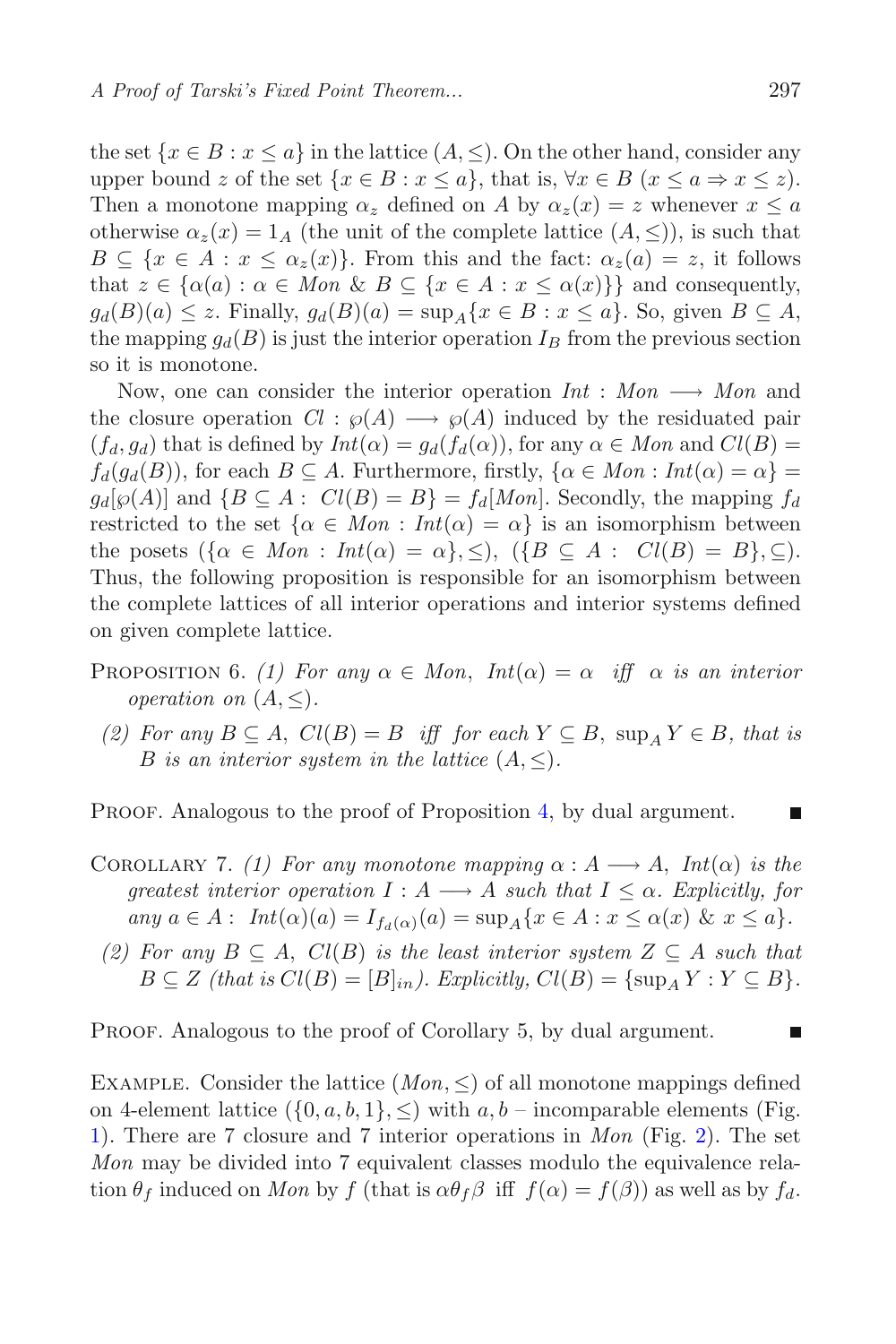the set $\{x \in B : x \leq a\}$ in the lattice $(A, \leq)$. On the other hand, consider any upper bound $z$ of the set $\{x \in B : x \leq a\}$, that is, $\forall x \in B\ (x \leq a \Rightarrow x \leq z)$. Then a monotone mapping $\alpha_z$ defined on $A$ by $\alpha_z(x) = z$ whenever $x \leq a$ otherwise $\alpha_z(x) = 1_A$ (the unit of the complete lattice $(A, \leq)$), is such that $B \subseteq \{x \in A : x \leq \alpha_z(x)\}$. From this and the fact: $\alpha_z(a) = z$, it follows that $z \in \{\alpha(a) : \alpha \in Mon\ \&\ B \subseteq \{x \in A : x \leq \alpha(x)\}\}$ and consequently, $g_d(B)(a) \leq z$. Finally, $g_d(B)(a) = \sup_A\{x \in B : x \leq a\}$. So, given $B \subseteq A$, the mapping $g_d(B)$ is just the interior operation $I_B$ from the previous section so it is monotone.

Now, one can consider the interior operation $Int : Mon \longrightarrow Mon$ and the closure operation $Cl : \wp(A) \longrightarrow \wp(A)$ induced by the residuated pair $(f_d, g_d)$ that is defined by $Int(\alpha) = g_d(f_d(\alpha))$, for any $\alpha \in Mon$ and $Cl(B) = f_d(g_d(B))$, for each $B \subseteq A$. Furthermore, firstly, $\{\alpha \in Mon : Int(\alpha) = \alpha\} = g_d[\wp(A)]$ and $\{B \subseteq A : \ Cl(B) = B\} = f_d[Mon]$. Secondly, the mapping $f_d$ restricted to the set $\{\alpha \in Mon : Int(\alpha) = \alpha\}$ is an isomorphism between the posets $(\{\alpha \in Mon : Int(\alpha) = \alpha\}, \leq)$, $(\{B \subseteq A : \ Cl(B) = B\}, \subseteq)$. Thus, the following proposition is responsible for an isomorphism between the complete lattices of all interior operations and interior systems defined on given complete lattice.

Proposition 6. *(1) For any $\alpha \in Mon$, $Int(\alpha) = \alpha$ iff $\alpha$ is an interior operation on $(A, \leq)$.*

*(2) For any $B \subseteq A$, $Cl(B) = B$ iff for each $Y \subseteq B$, $\sup_A Y \in B$, that is $B$ is an interior system in the lattice $(A, \leq)$.*

Proof. Analogous to the proof of Proposition 4, by dual argument. ■

Corollary 7. *(1) For any monotone mapping $\alpha : A \longrightarrow A$, $Int(\alpha)$ is the greatest interior operation $I : A \longrightarrow A$ such that $I \leq \alpha$. Explicitly, for any $a \in A$: $Int(\alpha)(a) = I_{f_d(\alpha)}(a) = \sup_A\{x \in A : x \leq \alpha(x)\ \&\ x \leq a\}$.*

*(2) For any $B \subseteq A$, $Cl(B)$ is the least interior system $Z \subseteq A$ such that $B \subseteq Z$ (that is $Cl(B) = [B]_{in}$). Explicitly, $Cl(B) = \{\sup_A Y : Y \subseteq B\}$.*

Proof. Analogous to the proof of Corollary 5, by dual argument. ■

Example. Consider the lattice $(Mon, \leq)$ of all monotone mappings defined on 4-element lattice $(\{0, a, b, 1\}, \leq)$ with $a, b$ – incomparable elements (Fig. 1). There are 7 closure and 7 interior operations in $Mon$ (Fig. 2). The set $Mon$ may be divided into 7 equivalent classes modulo the equivalence relation $\theta_f$ induced on $Mon$ by $f$ (that is $\alpha \theta_f \beta$ iff $f(\alpha) = f(\beta)$) as well as by $f_d$.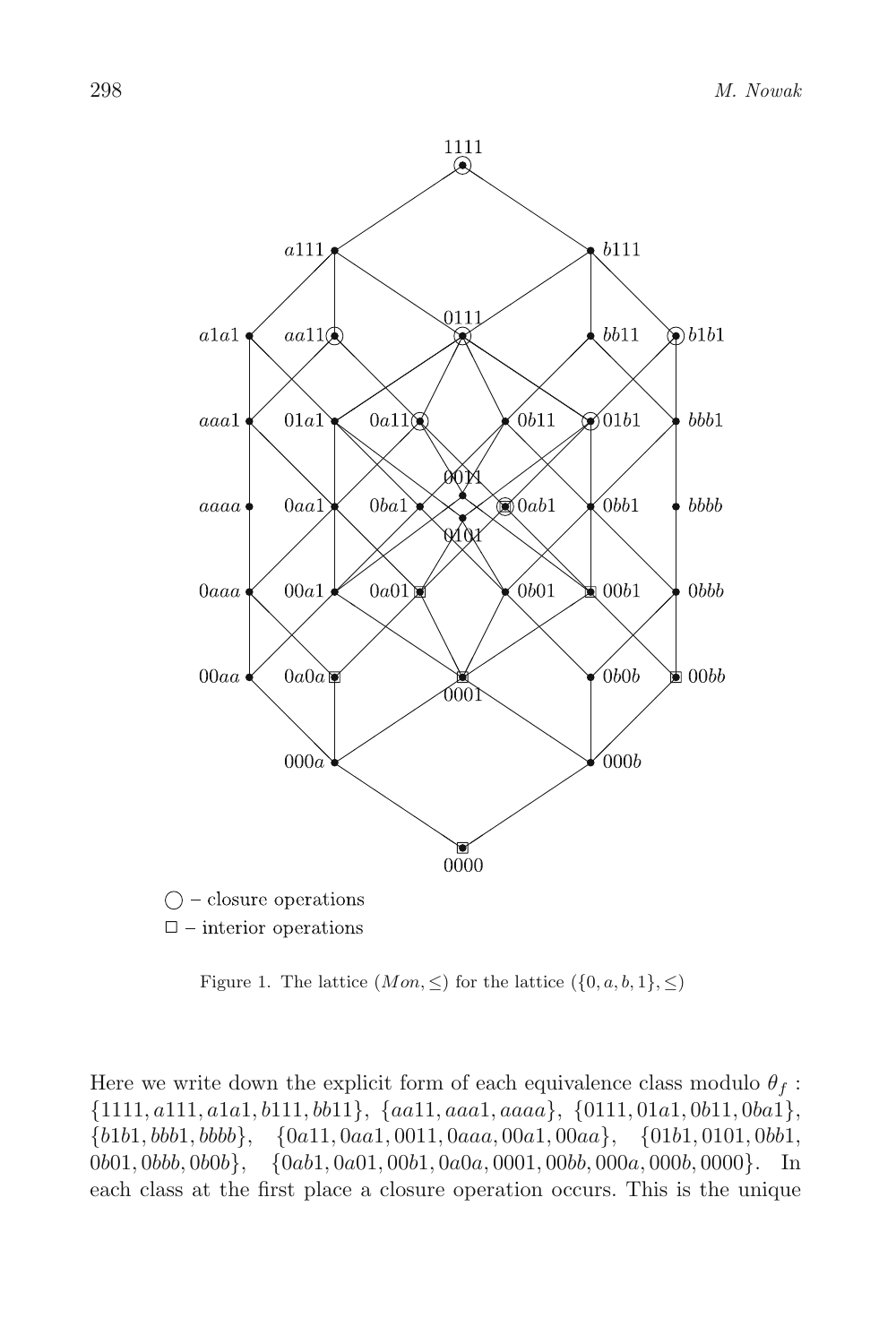○ – closure operations

□ – interior operations

Figure 1. The lattice $(Mon, \leq)$ for the lattice $(\{0, a, b, 1\}, \leq)$

Here we write down the explicit form of each equivalence class modulo $\theta_f$ : $\{1111, a111, a1a1, b111, bb11\}$, $\{aa11, aaa1, aaaa\}$, $\{0111, 01a1, 0b11, 0ba1\}$, $\{b1b1, bbb1, bbbb\}$, $\{0a11, 0aa1, 0011, 0aaa, 00a1, 00aa\}$, $\{01b1, 0101, 0bb1, 0b01, 0bbb, 0b0b\}$, $\{0ab1, 0a01, 00b1, 0a0a, 0001, 00bb, 000a, 000b, 0000\}$. In each class at the first place a closure operation occurs. This is the unique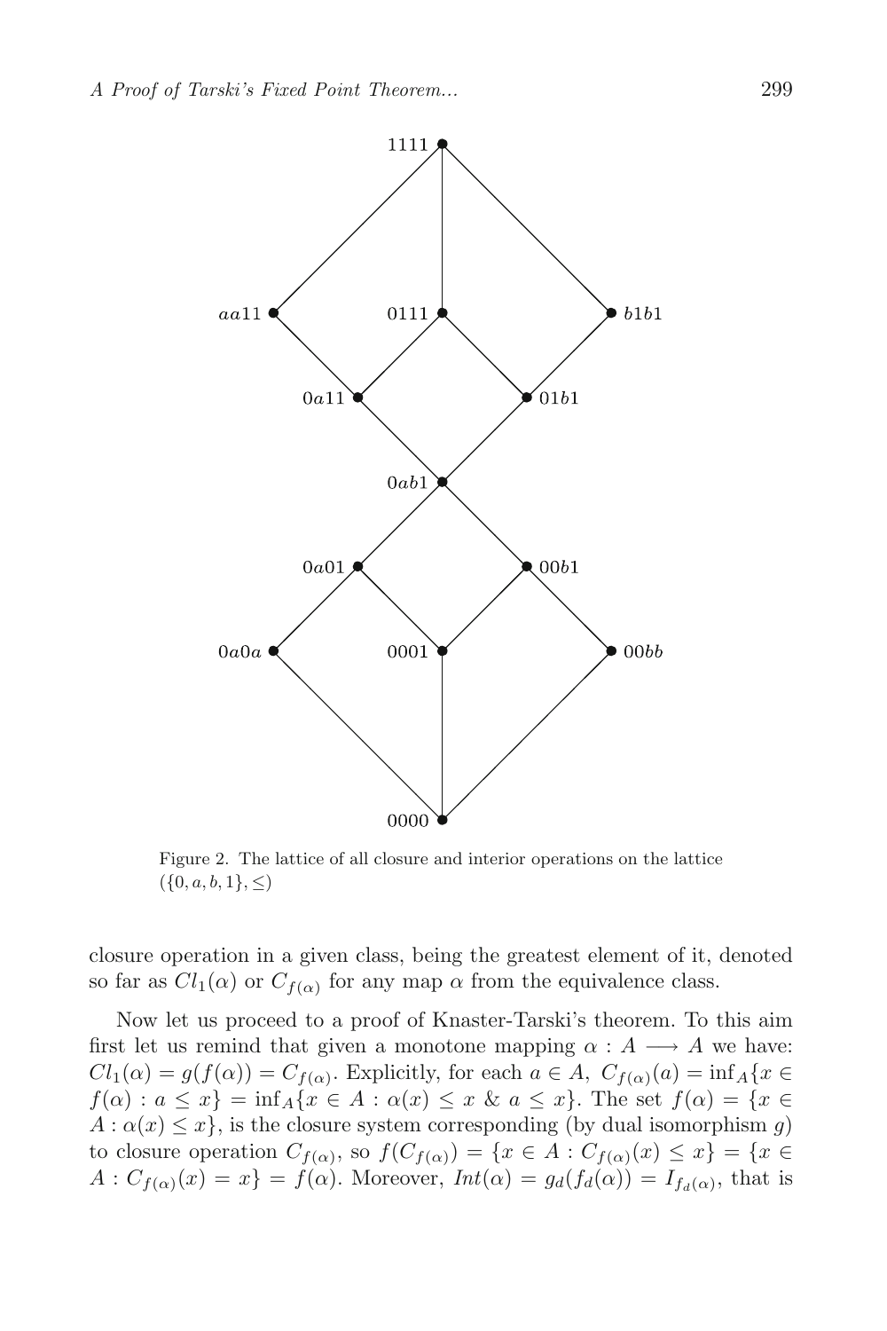Figure 2. The lattice of all closure and interior operations on the lattice $(\{0, a, b, 1\}, \leq)$

closure operation in a given class, being the greatest element of it, denoted so far as $Cl_1(\alpha)$ or $C_{f(\alpha)}$ for any map $\alpha$ from the equivalence class.

Now let us proceed to a proof of Knaster-Tarski's theorem. To this aim first let us remind that given a monotone mapping $\alpha : A \longrightarrow A$ we have: $Cl_1(\alpha) = g(f(\alpha)) = C_{f(\alpha)}$. Explicitly, for each $a \in A$, $C_{f(\alpha)}(a) = \inf_A\{x \in f(\alpha) : a \leq x\} = \inf_A\{x \in A : \alpha(x) \leq x \ \& \ a \leq x\}$. The set $f(\alpha) = \{x \in A : \alpha(x) \leq x\}$, is the closure system corresponding (by dual isomorphism $g$) to closure operation $C_{f(\alpha)}$, so $f(C_{f(\alpha)}) = \{x \in A : C_{f(\alpha)}(x) \leq x\} = \{x \in A : C_{f(\alpha)}(x) = x\} = f(\alpha)$. Moreover, $Int(\alpha) = g_d(f_d(\alpha)) = I_{f_d(\alpha)}$, that is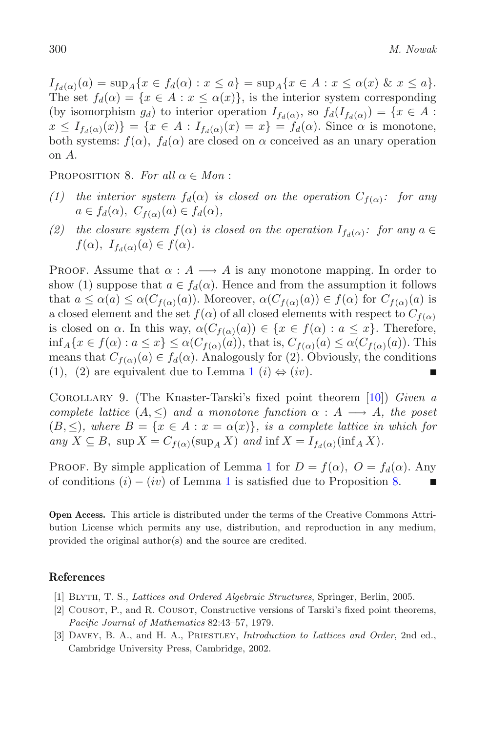$I_{f_d(\alpha)}(a) = \sup_A\{x \in f_d(\alpha) : x \leq a\} = \sup_A\{x \in A : x \leq \alpha(x) \ \&\ x \leq a\}$. The set $f_d(\alpha) = \{x \in A : x \leq \alpha(x)\}$, is the interior system corresponding (by isomorphism $g_d$) to interior operation $I_{f_d(\alpha)}$, so $f_d(I_{f_d(\alpha)}) = \{x \in A : x \leq I_{f_d(\alpha)}(x)\} = \{x \in A : I_{f_d(\alpha)}(x) = x\} = f_d(\alpha)$. Since $\alpha$ is monotone, both systems: $f(\alpha)$, $f_d(\alpha)$ are closed on $\alpha$ conceived as an unary operation on $A$.

Proposition 8. *For all $\alpha \in Mon$ :*

*(1) the interior system $f_d(\alpha)$ is closed on the operation $C_{f(\alpha)}$: for any $a \in f_d(\alpha)$, $C_{f(\alpha)}(a) \in f_d(\alpha)$,*

*(2) the closure system $f(\alpha)$ is closed on the operation $I_{f_d(\alpha)}$: for any $a \in f(\alpha)$, $I_{f_d(\alpha)}(a) \in f(\alpha)$.*

Proof. Assume that $\alpha : A \longrightarrow A$ is any monotone mapping. In order to show (1) suppose that $a \in f_d(\alpha)$. Hence and from the assumption it follows that $a \leq \alpha(a) \leq \alpha(C_{f(\alpha)}(a))$. Moreover, $\alpha(C_{f(\alpha)}(a)) \in f(\alpha)$ for $C_{f(\alpha)}(a)$ is a closed element and the set $f(\alpha)$ of all closed elements with respect to $C_{f(\alpha)}$ is closed on $\alpha$. In this way, $\alpha(C_{f(\alpha)}(a)) \in \{x \in f(\alpha) : a \leq x\}$. Therefore, $\inf_A\{x \in f(\alpha) : a \leq x\} \leq \alpha(C_{f(\alpha)}(a))$, that is, $C_{f(\alpha)}(a) \leq \alpha(C_{f(\alpha)}(a))$. This means that $C_{f(\alpha)}(a) \in f_d(\alpha)$. Analogously for (2). Obviously, the conditions (1), (2) are equivalent due to Lemma 1 $(i) \Leftrightarrow (iv)$. ∎

Corollary 9. (The Knaster-Tarski's fixed point theorem [10]) *Given a complete lattice $(A, \leq)$ and a monotone function $\alpha : A \longrightarrow A$, the poset $(B, \leq)$, where $B = \{x \in A : x = \alpha(x)\}$, is a complete lattice in which for any $X \subseteq B$, $\sup X = C_{f(\alpha)}(\sup_A X)$ and $\inf X = I_{f_d(\alpha)}(\inf_A X)$.*

Proof. By simple application of Lemma 1 for $D = f(\alpha)$, $O = f_d(\alpha)$. Any of conditions $(i) - (iv)$ of Lemma 1 is satisfied due to Proposition 8. ∎

**Open Access.** This article is distributed under the terms of the Creative Commons Attribution License which permits any use, distribution, and reproduction in any medium, provided the original author(s) and the source are credited.

## References

[1] Blyth, T. S., *Lattices and Ordered Algebraic Structures*, Springer, Berlin, 2005.

[2] Cousot, P., and R. Cousot, Constructive versions of Tarski's fixed point theorems, *Pacific Journal of Mathematics* 82:43–57, 1979.

[3] Davey, B. A., and H. A., Priestley, *Introduction to Lattices and Order*, 2nd ed., Cambridge University Press, Cambridge, 2002.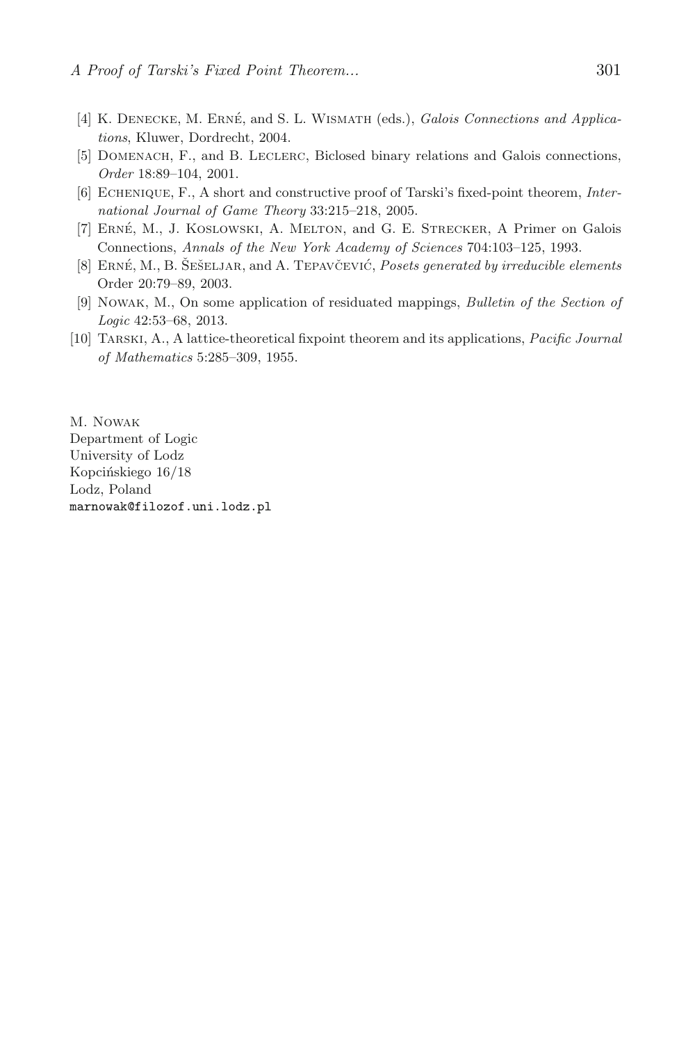[4] K. Denecke, M. Erné, and S. L. Wismath (eds.), *Galois Connections and Applications*, Kluwer, Dordrecht, 2004.

[5] Domenach, F., and B. Leclerc, Biclosed binary relations and Galois connections, *Order* 18:89–104, 2001.

[6] Echenique, F., A short and constructive proof of Tarski's fixed-point theorem, *International Journal of Game Theory* 33:215–218, 2005.

[7] Erné, M., J. Koslowski, A. Melton, and G. E. Strecker, A Primer on Galois Connections, *Annals of the New York Academy of Sciences* 704:103–125, 1993.

[8] Erné, M., B. Šešeljar, and A. Tepavčević, *Posets generated by irreducible elements* Order 20:79–89, 2003.

[9] Nowak, M., On some application of residuated mappings, *Bulletin of the Section of Logic* 42:53–68, 2013.

[10] Tarski, A., A lattice-theoretical fixpoint theorem and its applications, *Pacific Journal of Mathematics* 5:285–309, 1955.

M. Nowak
Department of Logic
University of Lodz
Kopcińskiego 16/18
Lodz, Poland
marnowak@filozof.uni.lodz.pl